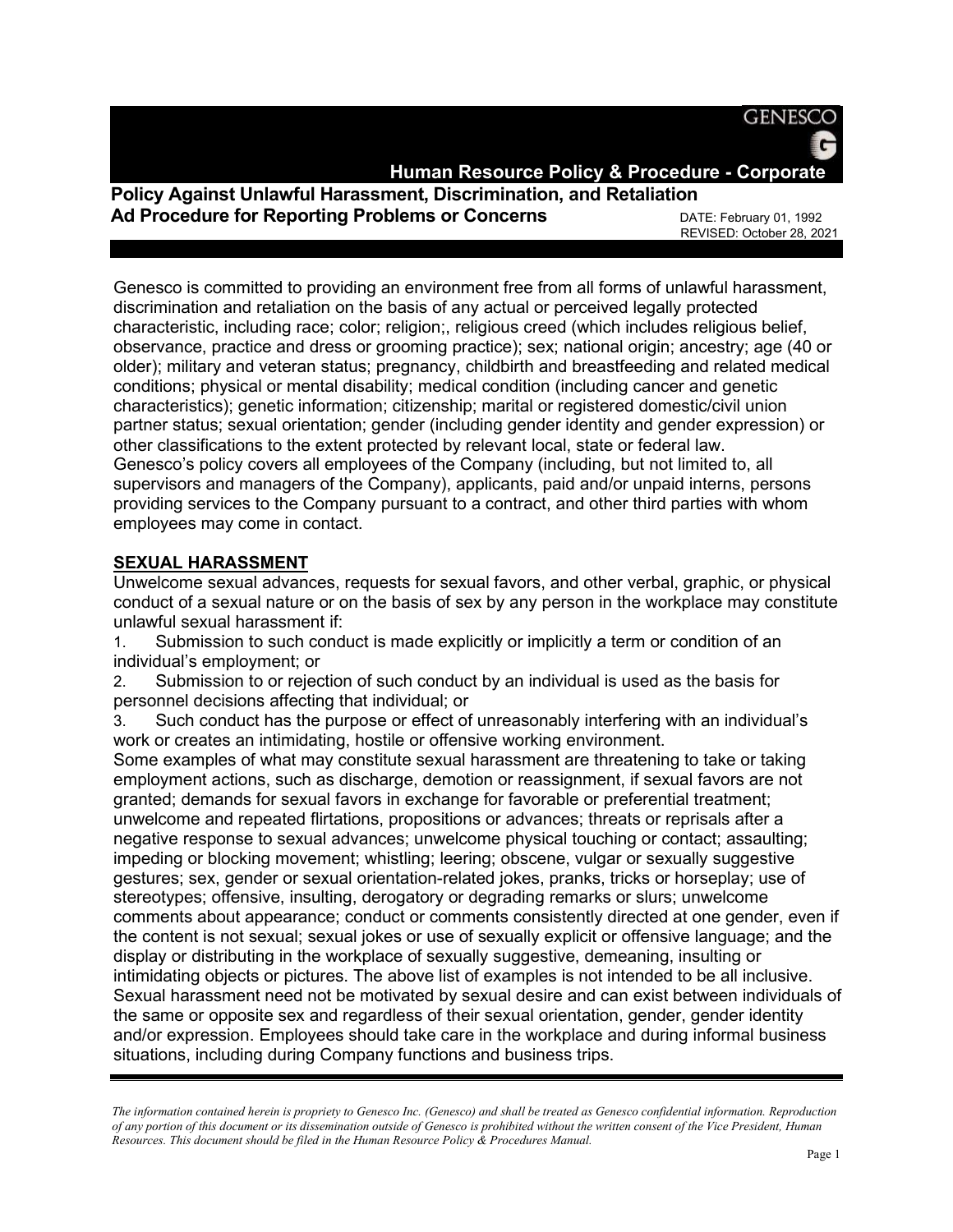GENESCO

**Human Resource Policy & Procedure - Corporate**

# Policy Against Unlawful Harassment, Discrimination, and Retaliation Ad Procedure for Reporting Problems or Concerns

DATE: February 01, 1992
REVISED: October 28, 2021

Genesco is committed to providing an environment free from all forms of unlawful harassment, discrimination and retaliation on the basis of any actual or perceived legally protected characteristic, including race; color; religion;, religious creed (which includes religious belief, observance, practice and dress or grooming practice); sex; national origin; ancestry; age (40 or older); military and veteran status; pregnancy, childbirth and breastfeeding and related medical conditions; physical or mental disability; medical condition (including cancer and genetic characteristics); genetic information; citizenship; marital or registered domestic/civil union partner status; sexual orientation; gender (including gender identity and gender expression) or other classifications to the extent protected by relevant local, state or federal law.
Genesco's policy covers all employees of the Company (including, but not limited to, all supervisors and managers of the Company), applicants, paid and/or unpaid interns, persons providing services to the Company pursuant to a contract, and other third parties with whom employees may come in contact.

## SEXUAL HARASSMENT

Unwelcome sexual advances, requests for sexual favors, and other verbal, graphic, or physical conduct of a sexual nature or on the basis of sex by any person in the workplace may constitute unlawful sexual harassment if:

1. Submission to such conduct is made explicitly or implicitly a term or condition of an individual's employment; or
2. Submission to or rejection of such conduct by an individual is used as the basis for personnel decisions affecting that individual; or
3. Such conduct has the purpose or effect of unreasonably interfering with an individual's work or creates an intimidating, hostile or offensive working environment.

Some examples of what may constitute sexual harassment are threatening to take or taking employment actions, such as discharge, demotion or reassignment, if sexual favors are not granted; demands for sexual favors in exchange for favorable or preferential treatment; unwelcome and repeated flirtations, propositions or advances; threats or reprisals after a negative response to sexual advances; unwelcome physical touching or contact; assaulting; impeding or blocking movement; whistling; leering; obscene, vulgar or sexually suggestive gestures; sex, gender or sexual orientation-related jokes, pranks, tricks or horseplay; use of stereotypes; offensive, insulting, derogatory or degrading remarks or slurs; unwelcome comments about appearance; conduct or comments consistently directed at one gender, even if the content is not sexual; sexual jokes or use of sexually explicit or offensive language; and the display or distributing in the workplace of sexually suggestive, demeaning, insulting or intimidating objects or pictures. The above list of examples is not intended to be all inclusive. Sexual harassment need not be motivated by sexual desire and can exist between individuals of the same or opposite sex and regardless of their sexual orientation, gender, gender identity and/or expression. Employees should take care in the workplace and during informal business situations, including during Company functions and business trips.

*The information contained herein is propriety to Genesco Inc. (Genesco) and shall be treated as Genesco confidential information. Reproduction of any portion of this document or its dissemination outside of Genesco is prohibited without the written consent of the Vice President, Human Resources. This document should be filed in the Human Resource Policy & Procedures Manual.*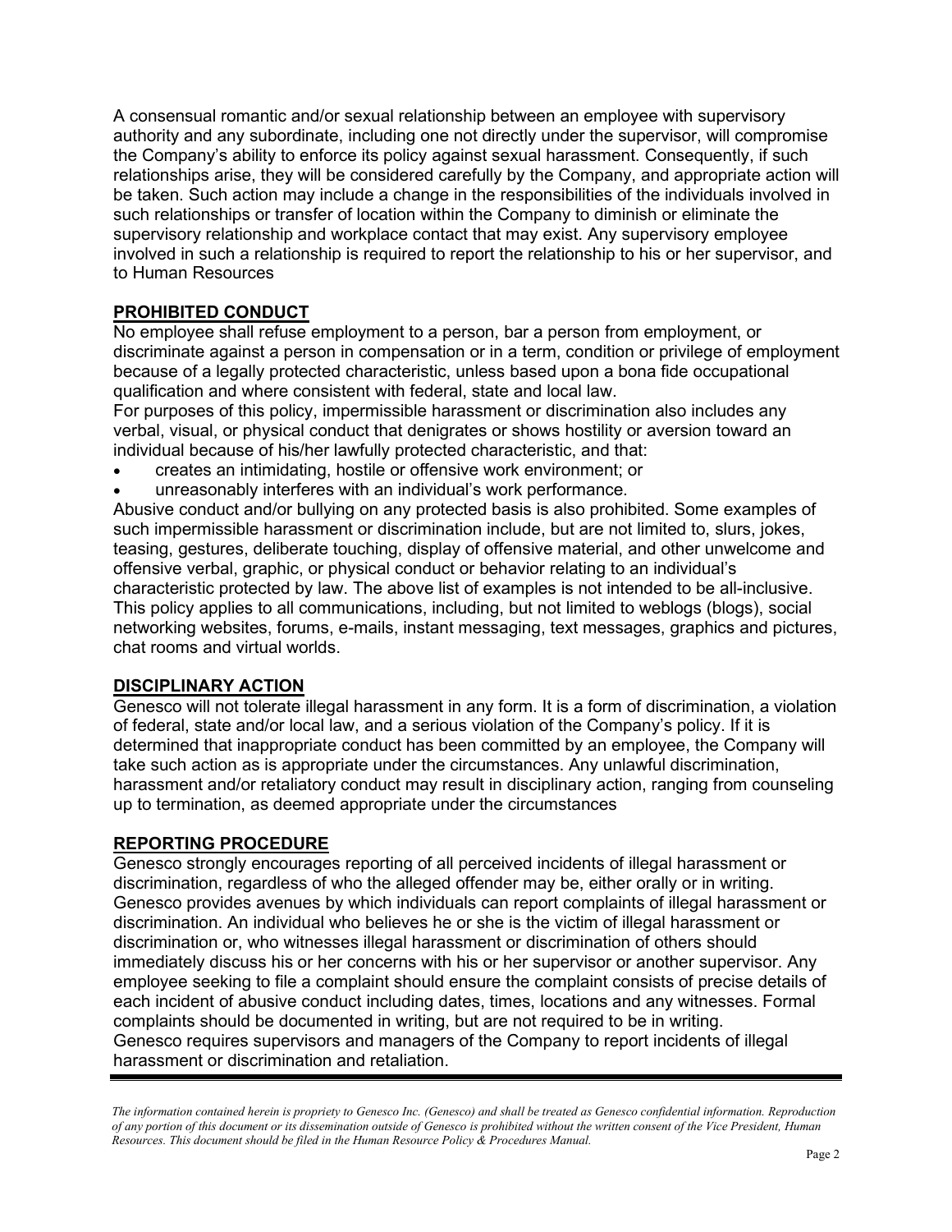A consensual romantic and/or sexual relationship between an employee with supervisory authority and any subordinate, including one not directly under the supervisor, will compromise the Company's ability to enforce its policy against sexual harassment. Consequently, if such relationships arise, they will be considered carefully by the Company, and appropriate action will be taken. Such action may include a change in the responsibilities of the individuals involved in such relationships or transfer of location within the Company to diminish or eliminate the supervisory relationship and workplace contact that may exist. Any supervisory employee involved in such a relationship is required to report the relationship to his or her supervisor, and to Human Resources

## PROHIBITED CONDUCT

No employee shall refuse employment to a person, bar a person from employment, or discriminate against a person in compensation or in a term, condition or privilege of employment because of a legally protected characteristic, unless based upon a bona fide occupational qualification and where consistent with federal, state and local law.

For purposes of this policy, impermissible harassment or discrimination also includes any verbal, visual, or physical conduct that denigrates or shows hostility or aversion toward an individual because of his/her lawfully protected characteristic, and that:

- creates an intimidating, hostile or offensive work environment; or
- unreasonably interferes with an individual's work performance.

Abusive conduct and/or bullying on any protected basis is also prohibited. Some examples of such impermissible harassment or discrimination include, but are not limited to, slurs, jokes, teasing, gestures, deliberate touching, display of offensive material, and other unwelcome and offensive verbal, graphic, or physical conduct or behavior relating to an individual's characteristic protected by law. The above list of examples is not intended to be all-inclusive. This policy applies to all communications, including, but not limited to weblogs (blogs), social networking websites, forums, e-mails, instant messaging, text messages, graphics and pictures, chat rooms and virtual worlds.

## DISCIPLINARY ACTION

Genesco will not tolerate illegal harassment in any form. It is a form of discrimination, a violation of federal, state and/or local law, and a serious violation of the Company's policy. If it is determined that inappropriate conduct has been committed by an employee, the Company will take such action as is appropriate under the circumstances. Any unlawful discrimination, harassment and/or retaliatory conduct may result in disciplinary action, ranging from counseling up to termination, as deemed appropriate under the circumstances

## REPORTING PROCEDURE

Genesco strongly encourages reporting of all perceived incidents of illegal harassment or discrimination, regardless of who the alleged offender may be, either orally or in writing. Genesco provides avenues by which individuals can report complaints of illegal harassment or discrimination. An individual who believes he or she is the victim of illegal harassment or discrimination or, who witnesses illegal harassment or discrimination of others should immediately discuss his or her concerns with his or her supervisor or another supervisor. Any employee seeking to file a complaint should ensure the complaint consists of precise details of each incident of abusive conduct including dates, times, locations and any witnesses. Formal complaints should be documented in writing, but are not required to be in writing.

Genesco requires supervisors and managers of the Company to report incidents of illegal harassment or discrimination and retaliation.

*The information contained herein is propriety to Genesco Inc. (Genesco) and shall be treated as Genesco confidential information. Reproduction of any portion of this document or its dissemination outside of Genesco is prohibited without the written consent of the Vice President, Human Resources. This document should be filed in the Human Resource Policy & Procedures Manual.*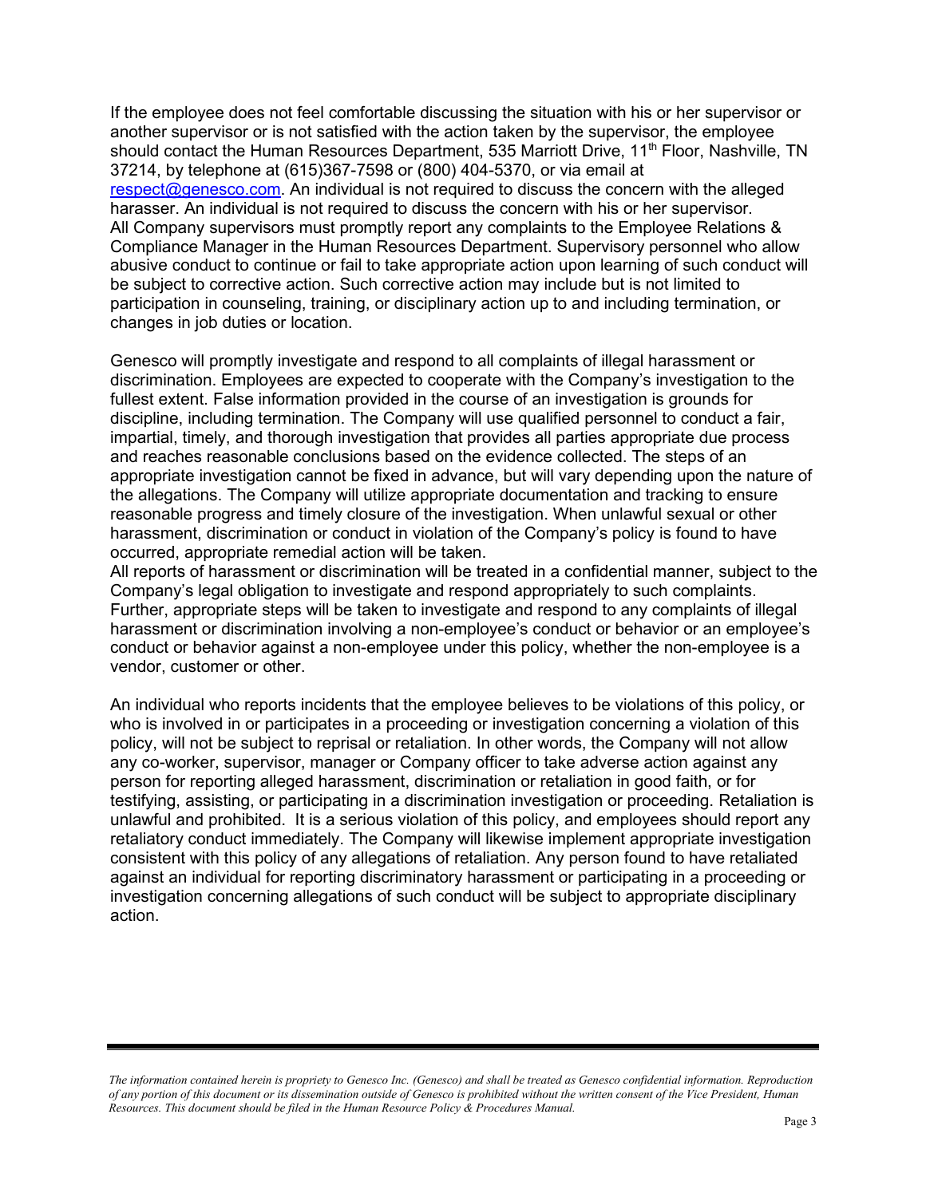If the employee does not feel comfortable discussing the situation with his or her supervisor or another supervisor or is not satisfied with the action taken by the supervisor, the employee should contact the Human Resources Department, 535 Marriott Drive, 11th Floor, Nashville, TN 37214, by telephone at (615)367-7598 or (800) 404-5370, or via email at respect@genesco.com. An individual is not required to discuss the concern with the alleged harasser. An individual is not required to discuss the concern with his or her supervisor. All Company supervisors must promptly report any complaints to the Employee Relations & Compliance Manager in the Human Resources Department. Supervisory personnel who allow abusive conduct to continue or fail to take appropriate action upon learning of such conduct will be subject to corrective action. Such corrective action may include but is not limited to participation in counseling, training, or disciplinary action up to and including termination, or changes in job duties or location.

Genesco will promptly investigate and respond to all complaints of illegal harassment or discrimination. Employees are expected to cooperate with the Company's investigation to the fullest extent. False information provided in the course of an investigation is grounds for discipline, including termination. The Company will use qualified personnel to conduct a fair, impartial, timely, and thorough investigation that provides all parties appropriate due process and reaches reasonable conclusions based on the evidence collected. The steps of an appropriate investigation cannot be fixed in advance, but will vary depending upon the nature of the allegations. The Company will utilize appropriate documentation and tracking to ensure reasonable progress and timely closure of the investigation. When unlawful sexual or other harassment, discrimination or conduct in violation of the Company's policy is found to have occurred, appropriate remedial action will be taken.
All reports of harassment or discrimination will be treated in a confidential manner, subject to the Company's legal obligation to investigate and respond appropriately to such complaints. Further, appropriate steps will be taken to investigate and respond to any complaints of illegal harassment or discrimination involving a non-employee's conduct or behavior or an employee's conduct or behavior against a non-employee under this policy, whether the non-employee is a vendor, customer or other.

An individual who reports incidents that the employee believes to be violations of this policy, or who is involved in or participates in a proceeding or investigation concerning a violation of this policy, will not be subject to reprisal or retaliation. In other words, the Company will not allow any co-worker, supervisor, manager or Company officer to take adverse action against any person for reporting alleged harassment, discrimination or retaliation in good faith, or for testifying, assisting, or participating in a discrimination investigation or proceeding. Retaliation is unlawful and prohibited. It is a serious violation of this policy, and employees should report any retaliatory conduct immediately. The Company will likewise implement appropriate investigation consistent with this policy of any allegations of retaliation. Any person found to have retaliated against an individual for reporting discriminatory harassment or participating in a proceeding or investigation concerning allegations of such conduct will be subject to appropriate disciplinary action.